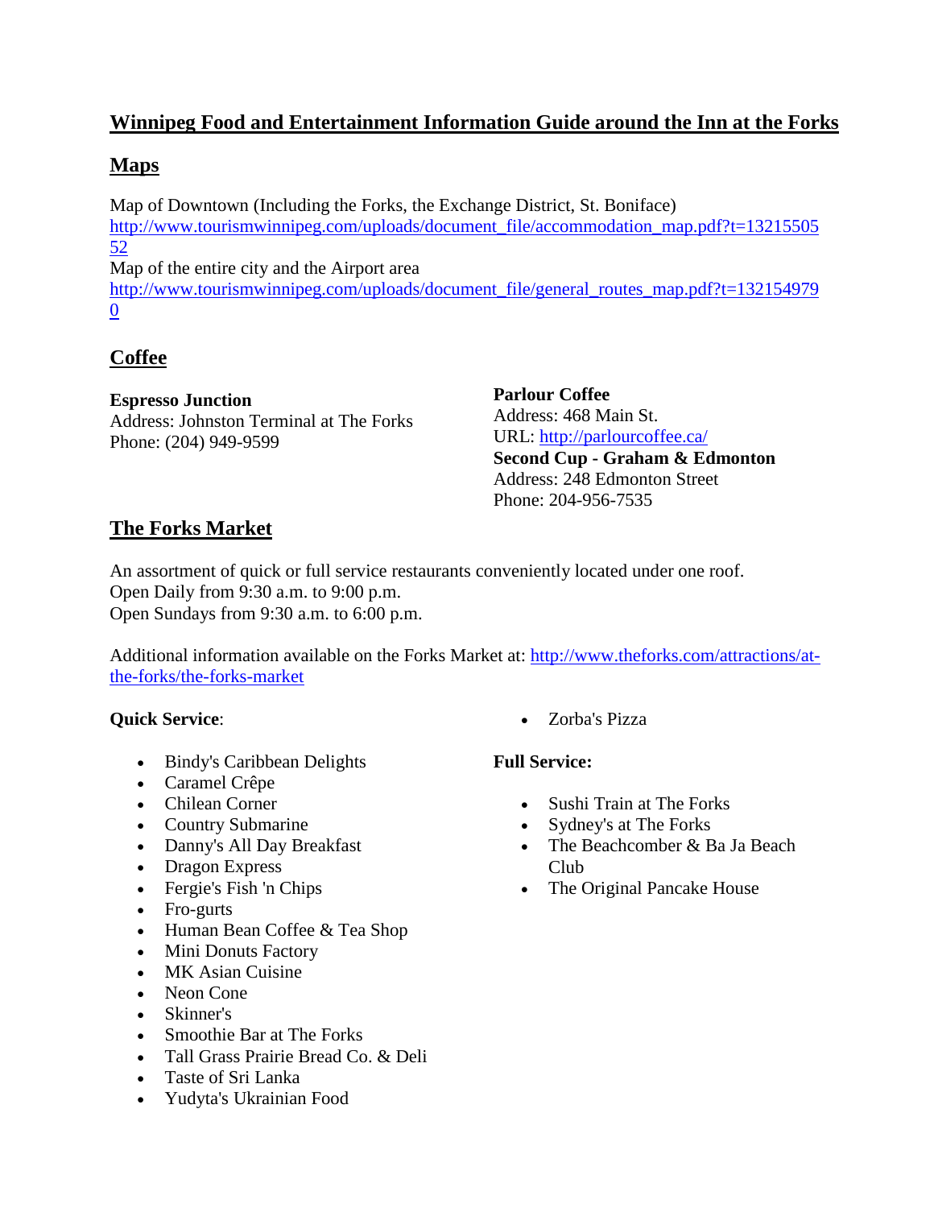# Winnipeg Food and Entertainment Information Guide around the Inn at the Forks

## Maps

Map of Downtown (Including the Forks, the Exchange District, St. Boniface)
http://www.tourismwinnipeg.com/uploads/document_file/accommodation_map.pdf?t=1321550552
Map of the entire city and the Airport area
http://www.tourismwinnipeg.com/uploads/document_file/general_routes_map.pdf?t=1321549790

## Coffee

**Espresso Junction**
Address: Johnston Terminal at The Forks
Phone: (204) 949-9599

**Parlour Coffee**
Address: 468 Main St.
URL: http://parlourcoffee.ca/

**Second Cup - Graham & Edmonton**
Address: 248 Edmonton Street
Phone: 204-956-7535

## The Forks Market

An assortment of quick or full service restaurants conveniently located under one roof.
Open Daily from 9:30 a.m. to 9:00 p.m.
Open Sundays from 9:30 a.m. to 6:00 p.m.

Additional information available on the Forks Market at: http://www.theforks.com/attractions/at-the-forks/the-forks-market

**Quick Service**:

- Bindy's Caribbean Delights
- Caramel Crêpe
- Chilean Corner
- Country Submarine
- Danny's All Day Breakfast
- Dragon Express
- Fergie's Fish 'n Chips
- Fro-gurts
- Human Bean Coffee & Tea Shop
- Mini Donuts Factory
- MK Asian Cuisine
- Neon Cone
- Skinner's
- Smoothie Bar at The Forks
- Tall Grass Prairie Bread Co. & Deli
- Taste of Sri Lanka
- Yudyta's Ukrainian Food
- Zorba's Pizza

**Full Service:**

- Sushi Train at The Forks
- Sydney's at The Forks
- The Beachcomber & Ba Ja Beach Club
- The Original Pancake House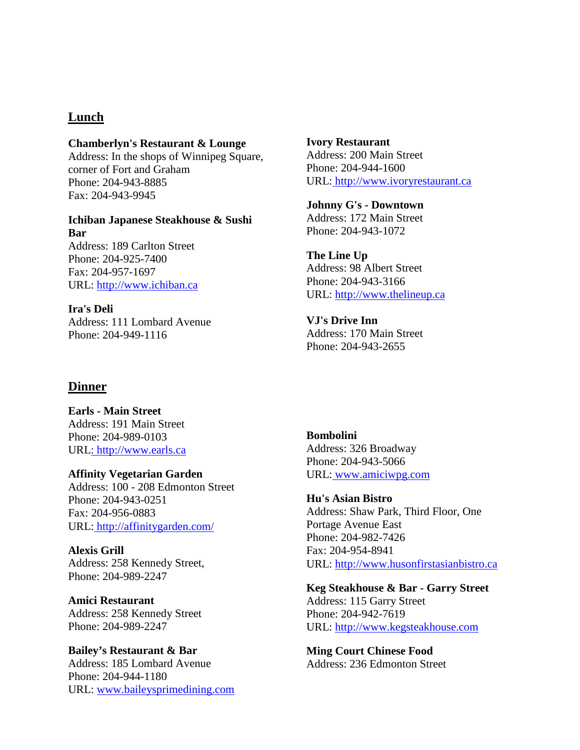## Lunch

**Chamberlyn's Restaurant & Lounge**
Address: In the shops of Winnipeg Square, corner of Fort and Graham
Phone: 204-943-8885
Fax: 204-943-9945

**Ichiban Japanese Steakhouse & Sushi Bar**
Address: 189 Carlton Street
Phone: 204-925-7400
Fax: 204-957-1697
URL: http://www.ichiban.ca

**Ira's Deli**
Address: 111 Lombard Avenue
Phone: 204-949-1116

**Ivory Restaurant**
Address: 200 Main Street
Phone: 204-944-1600
URL: http://www.ivoryrestaurant.ca

**Johnny G's - Downtown**
Address: 172 Main Street
Phone: 204-943-1072

**The Line Up**
Address: 98 Albert Street
Phone: 204-943-3166
URL: http://www.thelineup.ca

**VJ's Drive Inn**
Address: 170 Main Street
Phone: 204-943-2655

## Dinner

**Earls - Main Street**
Address: 191 Main Street
Phone: 204-989-0103
URL: http://www.earls.ca

**Affinity Vegetarian Garden**
Address: 100 - 208 Edmonton Street
Phone: 204-943-0251
Fax: 204-956-0883
URL: http://affinitygarden.com/

**Alexis Grill**
Address: 258 Kennedy Street,
Phone: 204-989-2247

**Amici Restaurant**
Address: 258 Kennedy Street
Phone: 204-989-2247

**Bailey's Restaurant & Bar**
Address: 185 Lombard Avenue
Phone: 204-944-1180
URL: www.baileysprimedining.com

**Bombolini**
Address: 326 Broadway
Phone: 204-943-5066
URL: www.amiciwpg.com

**Hu's Asian Bistro**
Address: Shaw Park, Third Floor, One Portage Avenue East
Phone: 204-982-7426
Fax: 204-954-8941
URL: http://www.husonfirstasianbistro.ca

**Keg Steakhouse & Bar - Garry Street**
Address: 115 Garry Street
Phone: 204-942-7619
URL: http://www.kegsteakhouse.com

**Ming Court Chinese Food**
Address: 236 Edmonton Street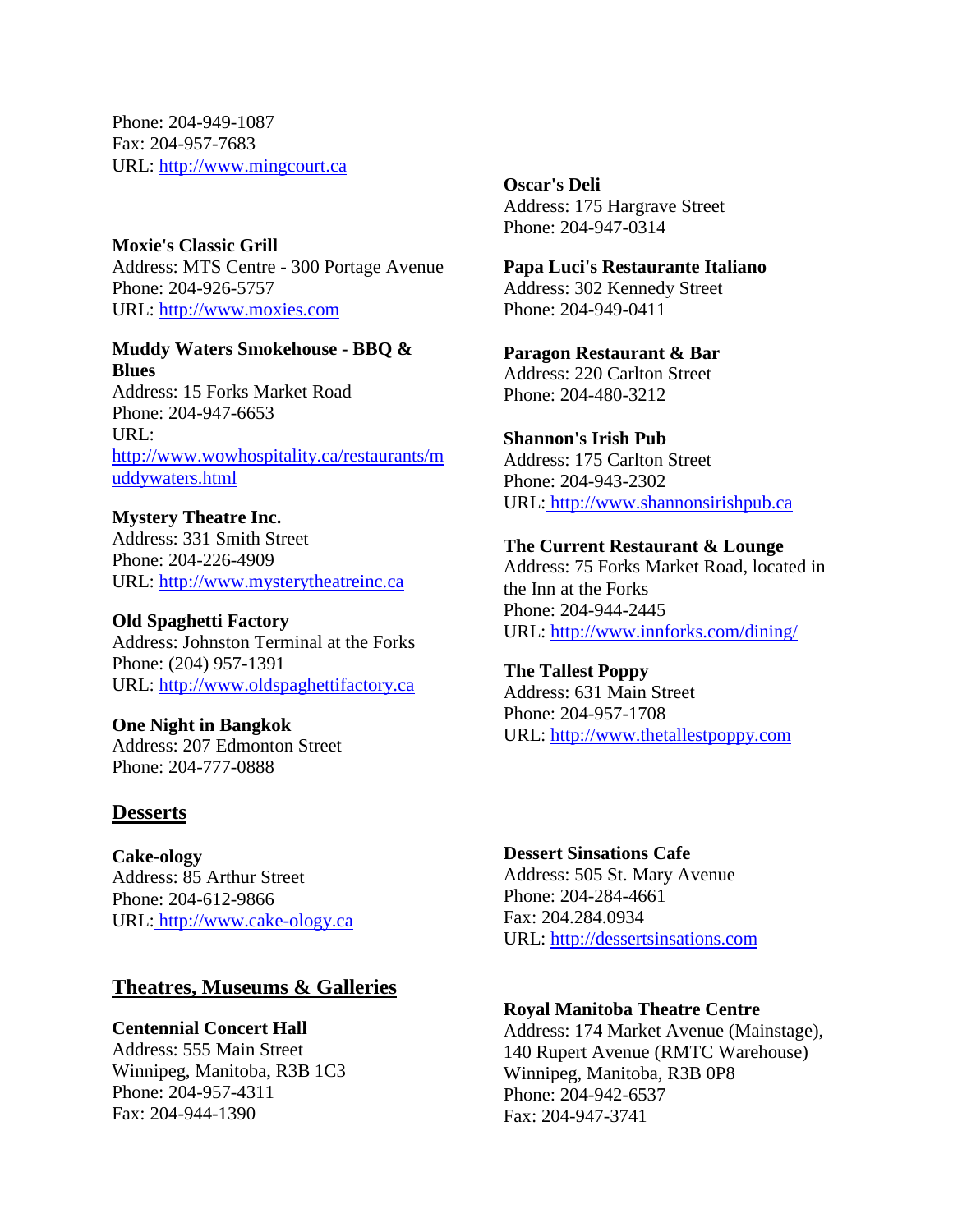Phone: 204-949-1087
Fax: 204-957-7683
URL: http://www.mingcourt.ca

**Moxie's Classic Grill**
Address: MTS Centre - 300 Portage Avenue
Phone: 204-926-5757
URL: http://www.moxies.com

**Muddy Waters Smokehouse - BBQ & Blues**
Address: 15 Forks Market Road
Phone: 204-947-6653
URL: http://www.wowhospitality.ca/restaurants/muddywaters.html

**Mystery Theatre Inc.**
Address: 331 Smith Street
Phone: 204-226-4909
URL: http://www.mysterytheatreinc.ca

**Old Spaghetti Factory**
Address: Johnston Terminal at the Forks
Phone: (204) 957-1391
URL: http://www.oldspaghettifactory.ca

**One Night in Bangkok**
Address: 207 Edmonton Street
Phone: 204-777-0888

**Oscar's Deli**
Address: 175 Hargrave Street
Phone: 204-947-0314

**Papa Luci's Restaurante Italiano**
Address: 302 Kennedy Street
Phone: 204-949-0411

**Paragon Restaurant & Bar**
Address: 220 Carlton Street
Phone: 204-480-3212

**Shannon's Irish Pub**
Address: 175 Carlton Street
Phone: 204-943-2302
URL: http://www.shannonsirishpub.ca

**The Current Restaurant & Lounge**
Address: 75 Forks Market Road, located in the Inn at the Forks
Phone: 204-944-2445
URL: http://www.innforks.com/dining/

**The Tallest Poppy**
Address: 631 Main Street
Phone: 204-957-1708
URL: http://www.thetallestpoppy.com

## Desserts

**Cake-ology**
Address: 85 Arthur Street
Phone: 204-612-9866
URL: http://www.cake-ology.ca

**Dessert Sinsations Cafe**
Address: 505 St. Mary Avenue
Phone: 204-284-4661
Fax: 204.284.0934
URL: http://dessertsinsations.com

## Theatres, Museums & Galleries

**Centennial Concert Hall**
Address: 555 Main Street
Winnipeg, Manitoba, R3B 1C3
Phone: 204-957-4311
Fax: 204-944-1390

**Royal Manitoba Theatre Centre**
Address: 174 Market Avenue (Mainstage), 140 Rupert Avenue (RMTC Warehouse)
Winnipeg, Manitoba, R3B 0P8
Phone: 204-942-6537
Fax: 204-947-3741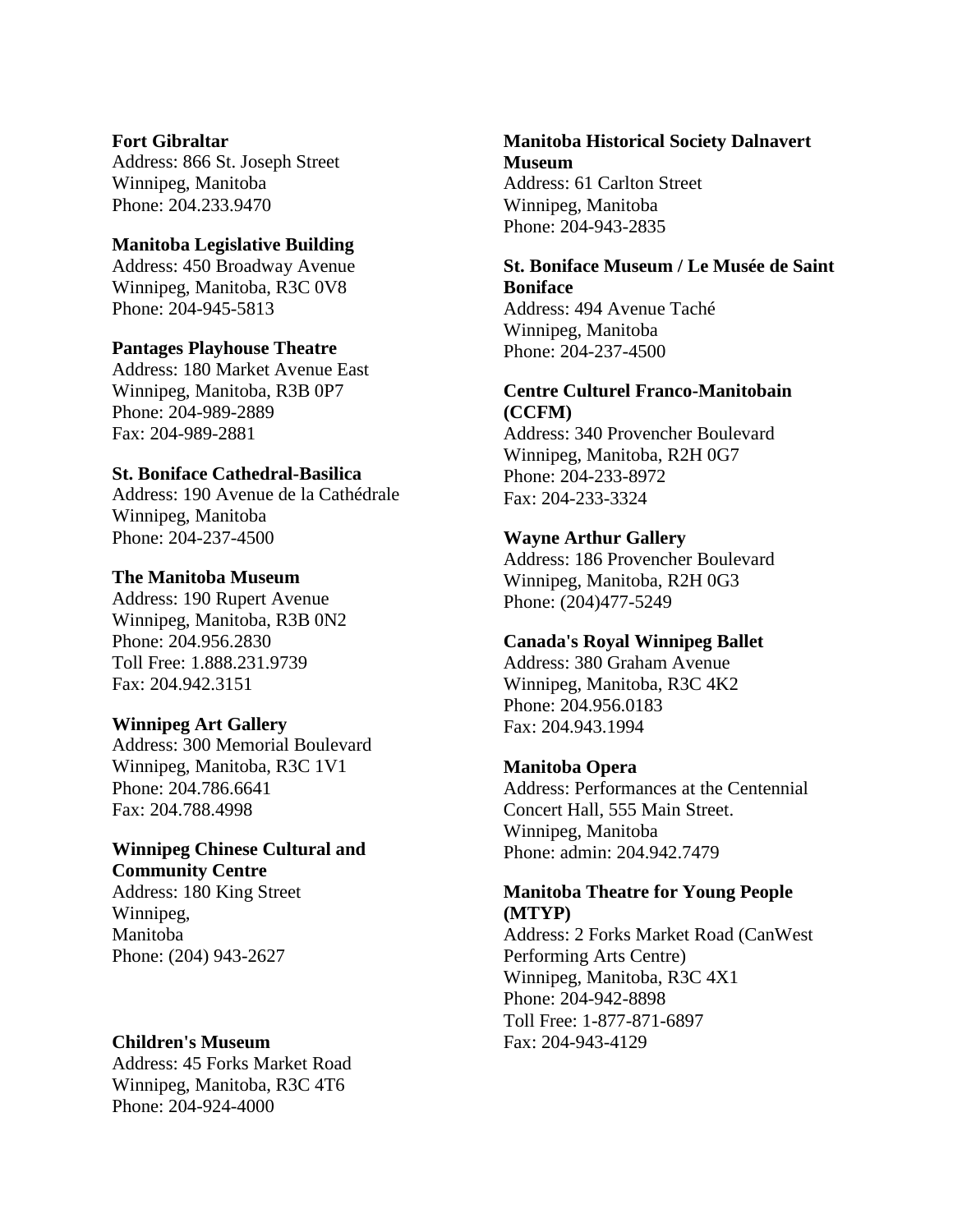**Fort Gibraltar**
Address: 866 St. Joseph Street
Winnipeg, Manitoba
Phone: 204.233.9470

**Manitoba Legislative Building**
Address: 450 Broadway Avenue
Winnipeg, Manitoba, R3C 0V8
Phone: 204-945-5813

**Pantages Playhouse Theatre**
Address: 180 Market Avenue East
Winnipeg, Manitoba, R3B 0P7
Phone: 204-989-2889
Fax: 204-989-2881

**St. Boniface Cathedral-Basilica**
Address: 190 Avenue de la Cathédrale
Winnipeg, Manitoba
Phone: 204-237-4500

**The Manitoba Museum**
Address: 190 Rupert Avenue
Winnipeg, Manitoba, R3B 0N2
Phone: 204.956.2830
Toll Free: 1.888.231.9739
Fax: 204.942.3151

**Winnipeg Art Gallery**
Address: 300 Memorial Boulevard
Winnipeg, Manitoba, R3C 1V1
Phone: 204.786.6641
Fax: 204.788.4998

**Winnipeg Chinese Cultural and Community Centre**
Address: 180 King Street
Winnipeg,
Manitoba
Phone: (204) 943-2627

**Children's Museum**
Address: 45 Forks Market Road
Winnipeg, Manitoba, R3C 4T6
Phone: 204-924-4000

**Manitoba Historical Society Dalnavert Museum**
Address: 61 Carlton Street
Winnipeg, Manitoba
Phone: 204-943-2835

**St. Boniface Museum / Le Musée de Saint Boniface**
Address: 494 Avenue Taché
Winnipeg, Manitoba
Phone: 204-237-4500

**Centre Culturel Franco-Manitobain (CCFM)**
Address: 340 Provencher Boulevard
Winnipeg, Manitoba, R2H 0G7
Phone: 204-233-8972
Fax: 204-233-3324

**Wayne Arthur Gallery**
Address: 186 Provencher Boulevard
Winnipeg, Manitoba, R2H 0G3
Phone: (204)477-5249

**Canada's Royal Winnipeg Ballet**
Address: 380 Graham Avenue
Winnipeg, Manitoba, R3C 4K2
Phone: 204.956.0183
Fax: 204.943.1994

**Manitoba Opera**
Address: Performances at the Centennial Concert Hall, 555 Main Street.
Winnipeg, Manitoba
Phone: admin: 204.942.7479

**Manitoba Theatre for Young People (MTYP)**
Address: 2 Forks Market Road (CanWest Performing Arts Centre)
Winnipeg, Manitoba, R3C 4X1
Phone: 204-942-8898
Toll Free: 1-877-871-6897
Fax: 204-943-4129